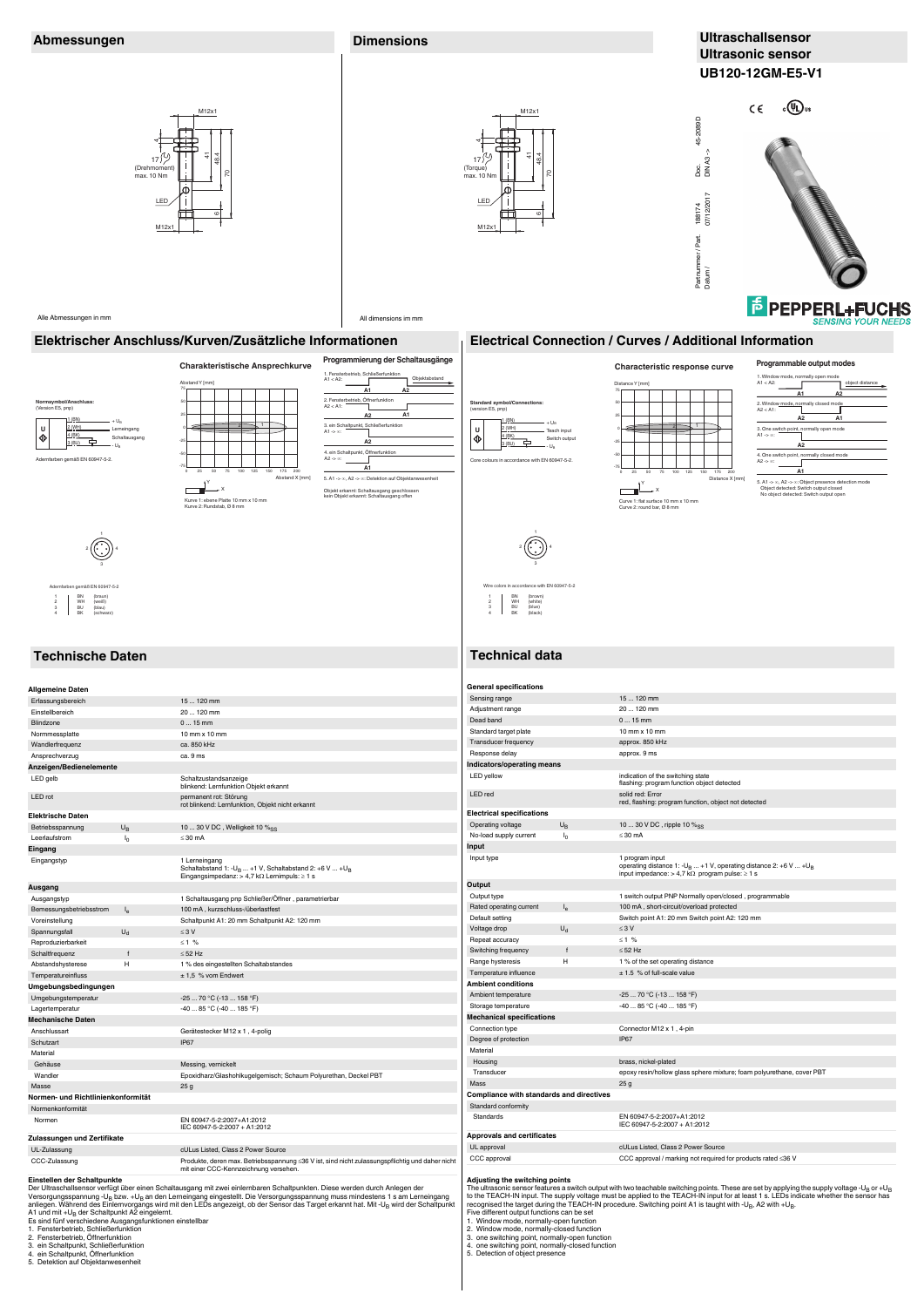# Ultraschallsensor
# Ultrasonic sensor
# UB120-12GM-E5-V1

## Abmessungen

M12x1

17 (Drehmoment) max. 10 Nm

LED

M12x1

4, 41, 48.4, 70, 6

Alle Abmessungen in mm

## Dimensions

M12x1

17 (Torque) max. 10 Nm

LED

M12x1

All dimensions in mm

Doc. DIN A3 -> 45-2089D

Partnummer / Part. 188174

Datum / 07/12/2017

PEPPERL+FUCHS SENSING YOUR NEEDS

## Elektrischer Anschluss/Kurven/Zusätzliche Informationen

**Normsymbol/Anschluss:**
(Version E5, pnp)

1 (BN) $+U_B$
2 (WH) Lerneingang
4 (BK) Schaltausgang
3 (BU) $-U_B$

Aderfarben gemäß EN 60947-5-2.

### Charakteristische Ansprechkurve

Abstand Y [mm]

Abstand X [mm]

Kurve 1: ebene Platte 10 mm x 10 mm
Kurve 2: Rundstab, Ø 8 mm

### Programmierung der Schaltausgänge

1. Fensterbetrieb, Schließerfunktion A1 < A2: Objektabstand
2. Fensterbetrieb, Öffnerfunktion A2 < A1:
3. ein Schaltpunkt, Schließerfunktion A1 -> ∞:
4. ein Schaltpunkt, Öffnerfunktion A2 -> ∞:
5. A1 -> ∞, A2 -> ∞: Detektion auf Objektanwesenheit

Objekt erkannt: Schaltausgang geschlossen
kein Objekt erkannt: Schaltausgang offen

Aderfarben gemäß EN 60947-5-2

| | | |
|---|---|---|
| 1 | BN | (braun) |
| 2 | WH | (weiß) |
| 3 | BU | (blau) |
| 4 | BK | (schwarz) |

## Electrical Connection / Curves / Additional Information

**Standard symbol/Connections:**
(version E5, pnp)

1 (BN) $+U_B$
2 (WH) Teach input
4 (BK) Switch output
3 (BU) $-U_B$

Core colours in accordance with EN 60947-5-2.

### Characteristic response curve

Distance Y [mm]

Distance X [mm]

Curve 1: flat surface 10 mm x 10 mm
Curve 2: round bar, Ø 8 mm

### Programmable output modes

1. Window mode, normally open mode A1 < A2: object distance
2. Window mode, normally closed mode A2 < A1:
3. One switch point, normally open mode A1 -> ∞:
4. One switch point, normally closed mode A2 -> ∞:
5. A1 -> ∞, A2 -> ∞: Object presence detection mode

Object detected: Switch output closed
No object detected: Switch output open

Wire colors in accordance with EN 60947-5-2

| | | |
|---|---|---|
| 1 | BN | (brown) |
| 2 | WH | (white) |
| 3 | BU | (blue) |
| 4 | BK | (black) |

## Technische Daten

| | | |
|---|---|---|
| **Allgemeine Daten** | | |
| Erfassungsbereich | | 15 ... 120 mm |
| Einstellbereich | | 20 ... 120 mm |
| Blindzone | | 0 ... 15 mm |
| Normmessplatte | | 10 mm x 10 mm |
| Wandlerfrequenz | | ca. 850 kHz |
| Ansprechverzug | | ca. 9 ms |
| **Anzeigen/Bedienelemente** | | |
| LED gelb | | Schaltzustandsanzeige<br>blinkend: Lernfunktion Objekt erkannt |
| LED rot | | permanent rot: Störung<br>rot blinkend: Lernfunktion, Objekt nicht erkannt |
| **Elektrische Daten** | | |
| Betriebsspannung | $U_B$ | 10 ... 30 V DC , Welligkeit 10 $\%_{SS}$ |
| Leerlaufstrom | $I_0$ | ≤ 30 mA |
| **Eingang** | | |
| Eingangstyp | | 1 Lerneingang<br>Schaltabstand 1: $-U_B$ ... +1 V, Schaltabstand 2: +6 V ... $+U_B$<br>Eingangsimpedanz: > 4,7 kΩ Lernimpuls: ≥ 1 s |
| **Ausgang** | | |
| Ausgangstyp | | 1 Schaltausgang pnp Schließer/Öffner , parametrierbar |
| Bemessungsbetriebsstrom | $I_e$ | 100 mA , kurzschluss-/überlastfest |
| Voreinstellung | | Schaltpunkt A1: 20 mm Schaltpunkt A2: 120 mm |
| Spannungsfall | $U_d$ | ≤ 3 V |
| Reproduzierbarkeit | | ≤ 1 % |
| Schaltfrequenz | f | ≤ 52 Hz |
| Abstandshysterese | H | 1 % des eingestellten Schaltabstandes |
| Temperatureinfluss | | ± 1,5 % vom Endwert |
| **Umgebungsbedingungen** | | |
| Umgebungstemperatur | | -25 ... 70 °C (-13 ... 158 °F) |
| Lagertemperatur | | -40 ... 85 °C (-40 ... 185 °F) |
| **Mechanische Daten** | | |
| Anschlussart | | Gerätestecker M12 x 1 , 4-polig |
| Schutzart | | IP67 |
| Material | | |
| Gehäuse | | Messing, vernickelt |
| Wandler | | Epoxidharz/Glashohlkugelgemisch; Schaum Polyurethan, Deckel PBT |
| Masse | | 25 g |
| **Normen- und Richtlinienkonformität** | | |
| Normenkonformität | | |
| Normen | | EN 60947-5-2:2007+A1:2012<br>IEC 60947-5-2:2007 + A1:2012 |
| **Zulassungen und Zertifikate** | | |
| UL-Zulassung | | cULus Listed, Class 2 Power Source |
| CCC-Zulassung | | Produkte, deren max. Betriebsspannung ≤36 V ist, sind nicht zulassungspflichtig und daher nicht mit einer CCC-Kennzeichnung versehen. |

**Einstellen der Schaltpunkte**

Der Ultraschallsensor verfügt über einen Schaltausgang mit zwei einlernbaren Schaltpunkten. Diese werden durch Anlegen der Versorgungsspannung $-U_B$ bzw. $+U_B$ an den Lerneingang eingestellt. Die Versorgungsspannung muss mindestens 1 s am Lerneingang anliegen. Während des Einlernvorgangs wird mit den LEDs angezeigt, ob der Sensor das Target erkannt hat. Mit $-U_B$ wird der Schaltpunkt A1 und mit $+U_B$ der Schaltpunkt A2 eingelernt.

Es sind fünf verschiedene Ausgangsfunktionen einstellbar
1. Fensterbetrieb, Schließerfunktion
2. Fensterbetrieb, Öffnerfunktion
3. ein Schaltpunkt, Schließerfunktion
4. ein Schaltpunkt, Öffnerfunktion
5. Detektion auf Objektanwesenheit

## Technical data

| | | |
|---|---|---|
| **General specifications** | | |
| Sensing range | | 15 ... 120 mm |
| Adjustment range | | 20 ... 120 mm |
| Dead band | | 0 ... 15 mm |
| Standard target plate | | 10 mm x 10 mm |
| Transducer frequency | | approx. 850 kHz |
| Response delay | | approx. 9 ms |
| **Indicators/operating means** | | |
| LED yellow | | indication of the switching state<br>flashing: program function object detected |
| LED red | | solid red: Error<br>red, flashing: program function, object not detected |
| **Electrical specifications** | | |
| Operating voltage | $U_B$ | 10 ... 30 V DC , ripple 10 $\%_{SS}$ |
| No-load supply current | $I_0$ | ≤ 30 mA |
| **Input** | | |
| Input type | | 1 program input<br>operating distance 1: $-U_B$ ... +1 V, operating distance 2: +6 V ... $+U_B$<br>input impedance: > 4,7 kΩ program pulse: ≥ 1 s |
| **Output** | | |
| Output type | | 1 switch output PNP Normally open/closed , programmable |
| Rated operating current | $I_e$ | 100 mA , short-circuit/overload protected |
| Default setting | | Switch point A1: 20 mm Switch point A2: 120 mm |
| Voltage drop | $U_d$ | ≤ 3 V |
| Repeat accuracy | | ≤ 1 % |
| Switching frequency | f | ≤ 52 Hz |
| Range hysteresis | H | 1 % of the set operating distance |
| Temperature influence | | ± 1.5 % of full-scale value |
| **Ambient conditions** | | |
| Ambient temperature | | -25 ... 70 °C (-13 ... 158 °F) |
| Storage temperature | | -40 ... 85 °C (-40 ... 185 °F) |
| **Mechanical specifications** | | |
| Connection type | | Connector M12 x 1 , 4-pin |
| Degree of protection | | IP67 |
| Material | | |
| Housing | | brass, nickel-plated |
| Transducer | | epoxy resin/hollow glass sphere mixture; foam polyurethane, cover PBT |
| Mass | | 25 g |
| **Compliance with standards and directives** | | |
| Standard conformity | | |
| Standards | | EN 60947-5-2:2007+A1:2012<br>IEC 60947-5-2:2007 + A1:2012 |
| **Approvals and certificates** | | |
| UL approval | | cULus Listed, Class 2 Power Source |
| CCC approval | | CCC approval / marking not required for products rated ≤36 V |

**Adjusting the switching points**

The ultrasonic sensor features a switch output with two teachable switching points. These are set by applying the supply voltage $-U_B$ or $+U_B$ to the TEACH-IN input. The supply voltage must be applied to the TEACH-IN input for at least 1 s. LEDs indicate whether the sensor has recognised the target during the TEACH-IN procedure. Switching point A1 is taught with $-U_B$, A2 with $+U_B$.

Five different output functions can be set
1. Window mode, normally-open function
2. Window mode, normally-closed function
3. one switching point, normally-open function
4. one switching point, normally-closed function
5. Detection of object presence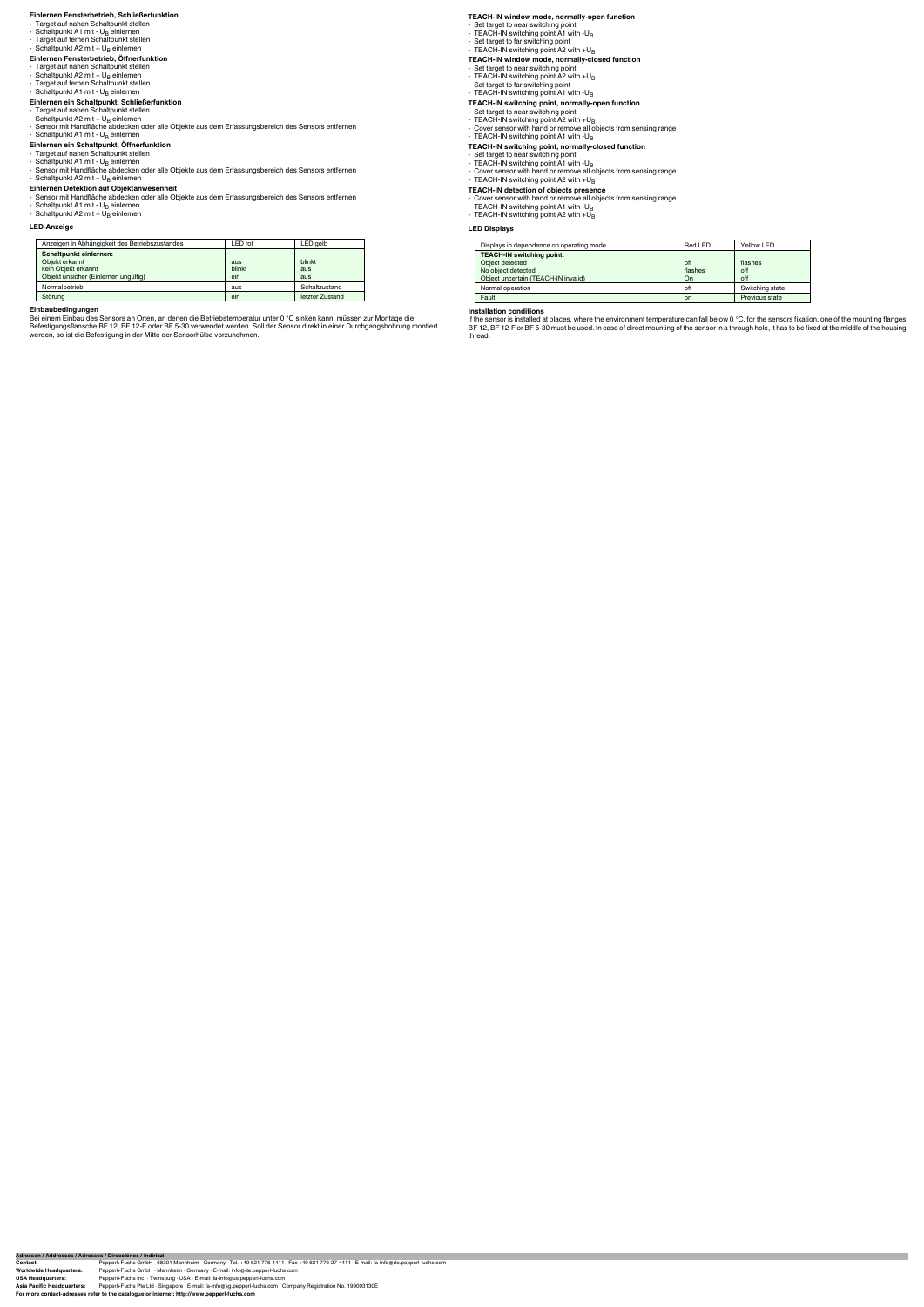### Einlernen Fensterbetrieb, Schließerfunktion

- Target auf nahen Schaltpunkt stellen
- Schaltpunkt A1 mit - $U_B$ einlernen
- Target auf fernen Schaltpunkt stellen
- Schaltpunkt A2 mit + $U_B$ einlernen

### Einlernen Fensterbetrieb, Öffnerfunktion

- Target auf nahen Schaltpunkt stellen
- Schaltpunkt A2 mit + $U_B$ einlernen
- Target auf fernen Schaltpunkt stellen
- Schaltpunkt A1 mit - $U_B$ einlernen

### Einlernen ein Schaltpunkt, Schließerfunktion

- Target auf nahen Schaltpunkt stellen
- Schaltpunkt A2 mit + $U_B$ einlernen
- Sensor mit Handfläche abdecken oder alle Objekte aus dem Erfassungsbereich des Sensors entfernen
- Schaltpunkt A1 mit - $U_B$ einlernen

### Einlernen ein Schaltpunkt, Öffnerfunktion

- Target auf nahen Schaltpunkt stellen
- Schaltpunkt A1 mit - $U_B$ einlernen
- Sensor mit Handfläche abdecken oder alle Objekte aus dem Erfassungsbereich des Sensors entfernen
- Schaltpunkt A2 mit + $U_B$ einlernen

### Einlernen Detektion auf Objektanwesenheit

- Sensor mit Handfläche abdecken oder alle Objekte aus dem Erfassungsbereich des Sensors entfernen
- Schaltpunkt A1 mit - $U_B$ einlernen
- Schaltpunkt A2 mit + $U_B$ einlernen

### LED-Anzeige

| Anzeigen in Abhängigkeit des Betriebszustandes | LED rot | LED gelb |
|---|---|---|
| **Schaltpunkt einlernen:** | | |
| Objekt erkannt | aus | blinkt |
| kein Objekt erkannt | blinkt | aus |
| Objekt unsicher (Einlernen ungültig) | ein | aus |
| Normalbetrieb | aus | Schaltzustand |
| Störung | ein | letzter Zustand |

### Einbaubedingungen

Bei einem Einbau des Sensors an Orten, an denen die Betriebstemperatur unter 0 °C sinken kann, müssen zur Montage die Befestigungsflansche BF 12, BF 12-F oder BF 5-30 verwendet werden. Soll der Sensor direkt in einer Durchgangsbohrung montiert werden, so ist die Befestigung in der Mitte der Sensorhülse vorzunehmen.

### TEACH-IN window mode, normally-open function

- Set target to near switching point
- TEACH-IN switching point A1 with -$U_B$
- Set target to far switching point
- TEACH-IN switching point A2 with +$U_B$

### TEACH-IN window mode, normally-closed function

- Set target to near switching point
- TEACH-IN switching point A2 with +$U_B$
- Set target to far switching point
- TEACH-IN switching point A1 with -$U_B$

### TEACH-IN switching point, normally-open function

- Set target to near switching point
- TEACH-IN switching point A2 with +$U_B$
- Cover sensor with hand or remove all objects from sensing range
- TEACH-IN switching point A1 with -$U_B$

### TEACH-IN switching point, normally-closed function

- Set target to near switching point
- TEACH-IN switching point A1 with -$U_B$
- Cover sensor with hand or remove all objects from sensing range
- TEACH-IN switching point A2 with +$U_B$

### TEACH-IN detection of objects presence

- Cover sensor with hand or remove all objects from sensing range
- TEACH-IN switching point A1 with -$U_B$
- TEACH-IN switching point A2 with +$U_B$

### LED Displays

| Displays in dependence on operating mode | Red LED | Yellow LED |
|---|---|---|
| **TEACH-IN switching point:** | | |
| Object detected | off | flashes |
| No object detected | flashes | off |
| Object uncertain (TEACH-IN invalid) | On | off |
| Normal operation | off | Switching state |
| Fault | on | Previous state |

### Installation conditions

If the sensor is installed at places, where the environment temperature can fall below 0 °C, for the sensors fixation, one of the mounting flanges BF 12, BF 12-F or BF 5-30 must be used. In case of direct mounting of the sensor in a through hole, it has to be fixed at the middle of the housing thread.

**Adressen / Addresses / Adresses / Direcciónes / Indirizzi**

| | |
|---|---|
| **Contact** | Pepperl+Fuchs GmbH · 68301 Mannheim · Germany · Tel. +49 621 776-4411 · Fax +49 621 776-27-4411 · E-mail: fa-info@de.pepperl-fuchs.com |
| **Worldwide Headquarters:** | Pepperl+Fuchs GmbH · Mannheim · Germany · E-mail: info@de.pepperl-fuchs.com |
| **USA Headquarters:** | Pepperl+Fuchs Inc. · Twinsburg · USA · E-mail: fa-info@us.pepperl-fuchs.com |
| **Asia Pacific Headquarters:** | Pepperl+Fuchs Pte Ltd · Singapore · E-mail: fa-info@sg.pepperl-fuchs.com · Company Registration No. 199003130E |

**For more contact-adresses refer to the catalogue or internet: http://www.pepperl-fuchs.com**